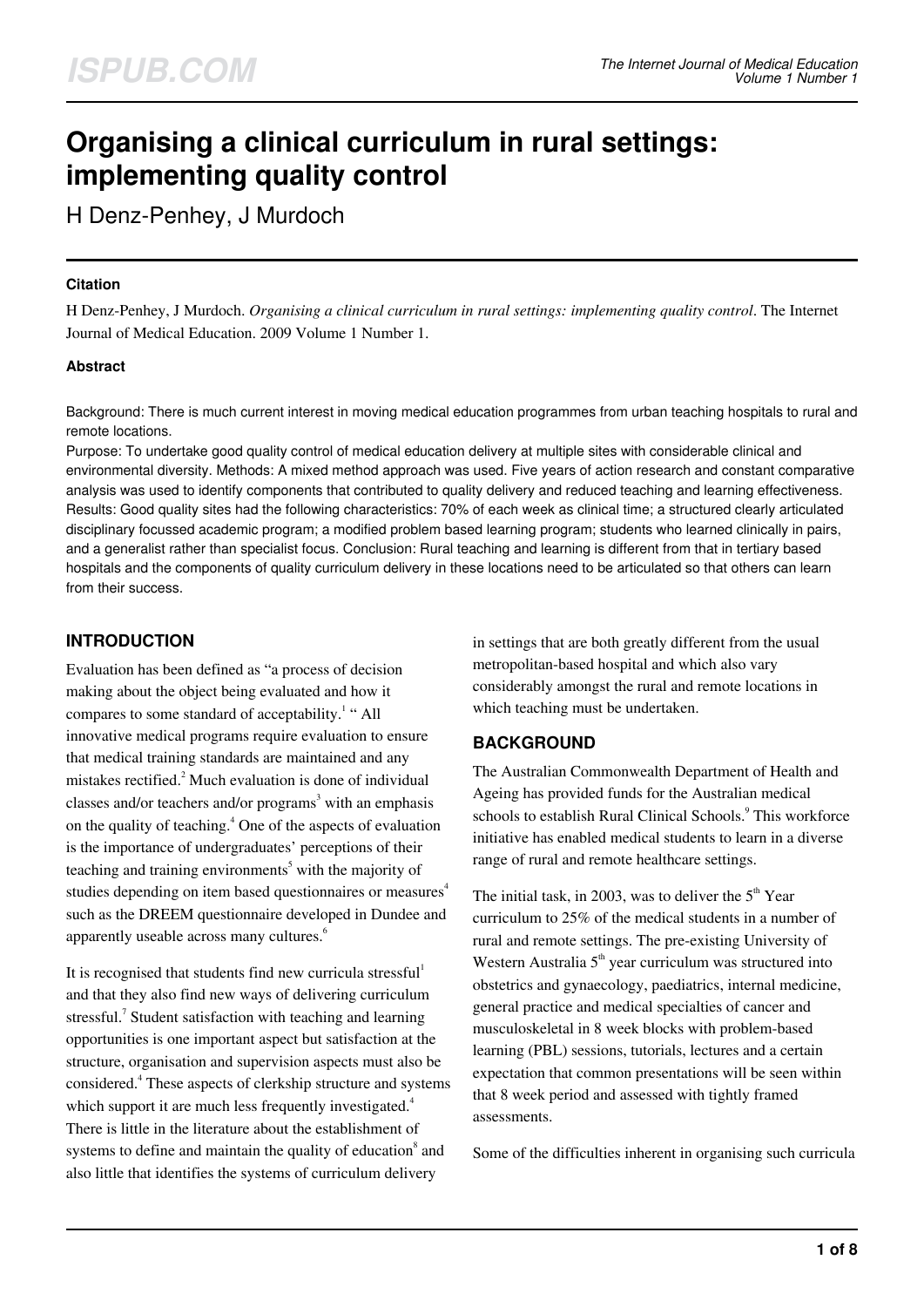# Organising a clinical curriculum in rural settings: implementing quality control

H Denz-Penhey, J Murdoch

### Citation

H Denz-Penhey, J Murdoch. *Organising a clinical curriculum in rural settings: implementing quality control*. The Internet Journal of Medical Education. 2009 Volume 1 Number 1.

### Abstract

Background: There is much current interest in moving medical education programmes from urban teaching hospitals to rural and remote locations.
Purpose: To undertake good quality control of medical education delivery at multiple sites with considerable clinical and environmental diversity. Methods: A mixed method approach was used. Five years of action research and constant comparative analysis was used to identify components that contributed to quality delivery and reduced teaching and learning effectiveness. Results: Good quality sites had the following characteristics: 70% of each week as clinical time; a structured clearly articulated disciplinary focussed academic program; a modified problem based learning program; students who learned clinically in pairs, and a generalist rather than specialist focus. Conclusion: Rural teaching and learning is different from that in tertiary based hospitals and the components of quality curriculum delivery in these locations need to be articulated so that others can learn from their success.

## INTRODUCTION

Evaluation has been defined as "a process of decision making about the object being evaluated and how it compares to some standard of acceptability.[1] " All innovative medical programs require evaluation to ensure that medical training standards are maintained and any mistakes rectified.[2] Much evaluation is done of individual classes and/or teachers and/or programs[3] with an emphasis on the quality of teaching.[4] One of the aspects of evaluation is the importance of undergraduates' perceptions of their teaching and training environments[5] with the majority of studies depending on item based questionnaires or measures[4] such as the DREEM questionnaire developed in Dundee and apparently useable across many cultures.[6]

It is recognised that students find new curricula stressful[1] and that they also find new ways of delivering curriculum stressful.[7] Student satisfaction with teaching and learning opportunities is one important aspect but satisfaction at the structure, organisation and supervision aspects must also be considered.[4] These aspects of clerkship structure and systems which support it are much less frequently investigated.[4] There is little in the literature about the establishment of systems to define and maintain the quality of education[8] and also little that identifies the systems of curriculum delivery in settings that are both greatly different from the usual metropolitan-based hospital and which also vary considerably amongst the rural and remote locations in which teaching must be undertaken.

## BACKGROUND

The Australian Commonwealth Department of Health and Ageing has provided funds for the Australian medical schools to establish Rural Clinical Schools.[9] This workforce initiative has enabled medical students to learn in a diverse range of rural and remote healthcare settings.

The initial task, in 2003, was to deliver the 5[th] Year curriculum to 25% of the medical students in a number of rural and remote settings. The pre-existing University of Western Australia 5[th] year curriculum was structured into obstetrics and gynaecology, paediatrics, internal medicine, general practice and medical specialties of cancer and musculoskeletal in 8 week blocks with problem-based learning (PBL) sessions, tutorials, lectures and a certain expectation that common presentations will be seen within that 8 week period and assessed with tightly framed assessments.

Some of the difficulties inherent in organising such curricula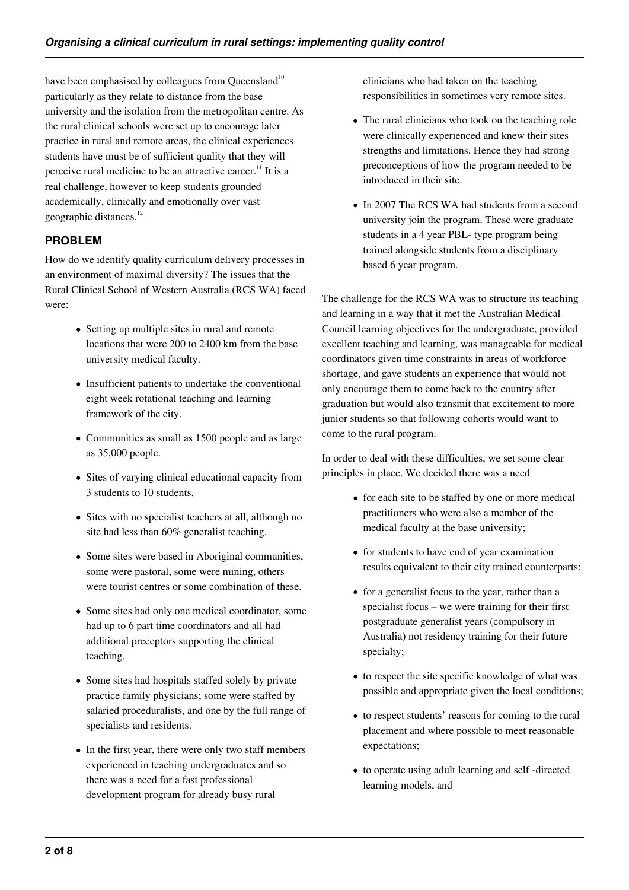have been emphasised by colleagues from Queensland[10] particularly as they relate to distance from the base university and the isolation from the metropolitan centre. As the rural clinical schools were set up to encourage later practice in rural and remote areas, the clinical experiences students have must be of sufficient quality that they will perceive rural medicine to be an attractive career.[11] It is a real challenge, however to keep students grounded academically, clinically and emotionally over vast geographic distances.[12]

## PROBLEM

How do we identify quality curriculum delivery processes in an environment of maximal diversity? The issues that the Rural Clinical School of Western Australia (RCS WA) faced were:

- Setting up multiple sites in rural and remote locations that were 200 to 2400 km from the base university medical faculty.
- Insufficient patients to undertake the conventional eight week rotational teaching and learning framework of the city.
- Communities as small as 1500 people and as large as 35,000 people.
- Sites of varying clinical educational capacity from 3 students to 10 students.
- Sites with no specialist teachers at all, although no site had less than 60% generalist teaching.
- Some sites were based in Aboriginal communities, some were pastoral, some were mining, others were tourist centres or some combination of these.
- Some sites had only one medical coordinator, some had up to 6 part time coordinators and all had additional preceptors supporting the clinical teaching.
- Some sites had hospitals staffed solely by private practice family physicians; some were staffed by salaried proceduralists, and one by the full range of specialists and residents.
- In the first year, there were only two staff members experienced in teaching undergraduates and so there was a need for a fast professional development program for already busy rural clinicians who had taken on the teaching responsibilities in sometimes very remote sites.
- The rural clinicians who took on the teaching role were clinically experienced and knew their sites strengths and limitations. Hence they had strong preconceptions of how the program needed to be introduced in their site.
- In 2007 The RCS WA had students from a second university join the program. These were graduate students in a 4 year PBL- type program being trained alongside students from a disciplinary based 6 year program.

The challenge for the RCS WA was to structure its teaching and learning in a way that it met the Australian Medical Council learning objectives for the undergraduate, provided excellent teaching and learning, was manageable for medical coordinators given time constraints in areas of workforce shortage, and gave students an experience that would not only encourage them to come back to the country after graduation but would also transmit that excitement to more junior students so that following cohorts would want to come to the rural program.

In order to deal with these difficulties, we set some clear principles in place. We decided there was a need

- for each site to be staffed by one or more medical practitioners who were also a member of the medical faculty at the base university;
- for students to have end of year examination results equivalent to their city trained counterparts;
- for a generalist focus to the year, rather than a specialist focus – we were training for their first postgraduate generalist years (compulsory in Australia) not residency training for their future specialty;
- to respect the site specific knowledge of what was possible and appropriate given the local conditions;
- to respect students' reasons for coming to the rural placement and where possible to meet reasonable expectations;
- to operate using adult learning and self -directed learning models, and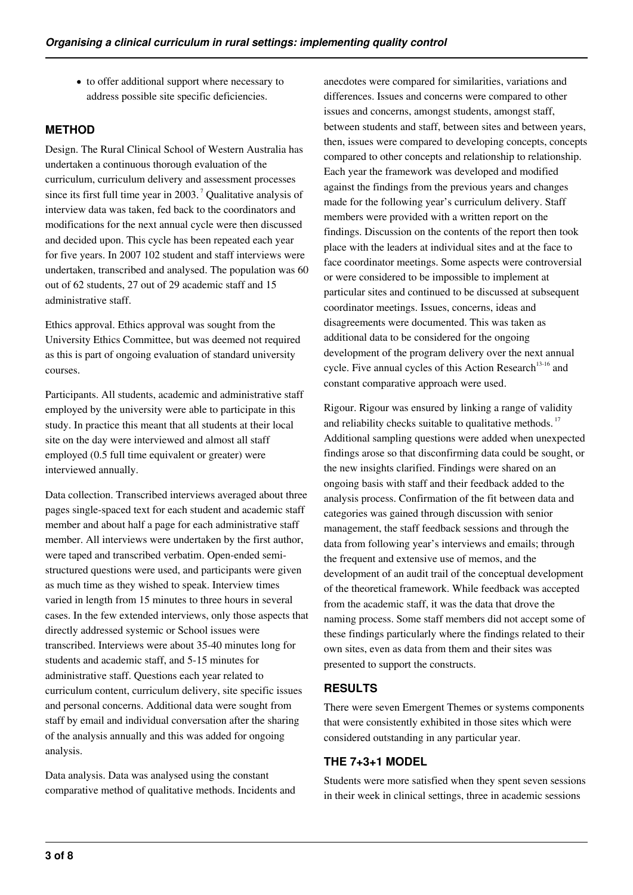- to offer additional support where necessary to address possible site specific deficiencies.

## METHOD

Design. The Rural Clinical School of Western Australia has undertaken a continuous thorough evaluation of the curriculum, curriculum delivery and assessment processes since its first full time year in 2003.[7] Qualitative analysis of interview data was taken, fed back to the coordinators and modifications for the next annual cycle were then discussed and decided upon. This cycle has been repeated each year for five years. In 2007 102 student and staff interviews were undertaken, transcribed and analysed. The population was 60 out of 62 students, 27 out of 29 academic staff and 15 administrative staff.

Ethics approval. Ethics approval was sought from the University Ethics Committee, but was deemed not required as this is part of ongoing evaluation of standard university courses.

Participants. All students, academic and administrative staff employed by the university were able to participate in this study. In practice this meant that all students at their local site on the day were interviewed and almost all staff employed (0.5 full time equivalent or greater) were interviewed annually.

Data collection. Transcribed interviews averaged about three pages single-spaced text for each student and academic staff member and about half a page for each administrative staff member. All interviews were undertaken by the first author, were taped and transcribed verbatim. Open-ended semi-structured questions were used, and participants were given as much time as they wished to speak. Interview times varied in length from 15 minutes to three hours in several cases. In the few extended interviews, only those aspects that directly addressed systemic or School issues were transcribed. Interviews were about 35-40 minutes long for students and academic staff, and 5-15 minutes for administrative staff. Questions each year related to curriculum content, curriculum delivery, site specific issues and personal concerns. Additional data were sought from staff by email and individual conversation after the sharing of the analysis annually and this was added for ongoing analysis.

Data analysis. Data was analysed using the constant comparative method of qualitative methods. Incidents and anecdotes were compared for similarities, variations and differences. Issues and concerns were compared to other issues and concerns, amongst students, amongst staff, between students and staff, between sites and between years, then, issues were compared to developing concepts, concepts compared to other concepts and relationship to relationship. Each year the framework was developed and modified against the findings from the previous years and changes made for the following year's curriculum delivery. Staff members were provided with a written report on the findings. Discussion on the contents of the report then took place with the leaders at individual sites and at the face to face coordinator meetings. Some aspects were controversial or were considered to be impossible to implement at particular sites and continued to be discussed at subsequent coordinator meetings. Issues, concerns, ideas and disagreements were documented. This was taken as additional data to be considered for the ongoing development of the program delivery over the next annual cycle. Five annual cycles of this Action Research[13-16] and constant comparative approach were used.

Rigour. Rigour was ensured by linking a range of validity and reliability checks suitable to qualitative methods.[17] Additional sampling questions were added when unexpected findings arose so that disconfirming data could be sought, or the new insights clarified. Findings were shared on an ongoing basis with staff and their feedback added to the analysis process. Confirmation of the fit between data and categories was gained through discussion with senior management, the staff feedback sessions and through the data from following year's interviews and emails; through the frequent and extensive use of memos, and the development of an audit trail of the conceptual development of the theoretical framework. While feedback was accepted from the academic staff, it was the data that drove the naming process. Some staff members did not accept some of these findings particularly where the findings related to their own sites, even as data from them and their sites was presented to support the constructs.

## RESULTS

There were seven Emergent Themes or systems components that were consistently exhibited in those sites which were considered outstanding in any particular year.

## THE 7+3+1 MODEL

Students were more satisfied when they spent seven sessions in their week in clinical settings, three in academic sessions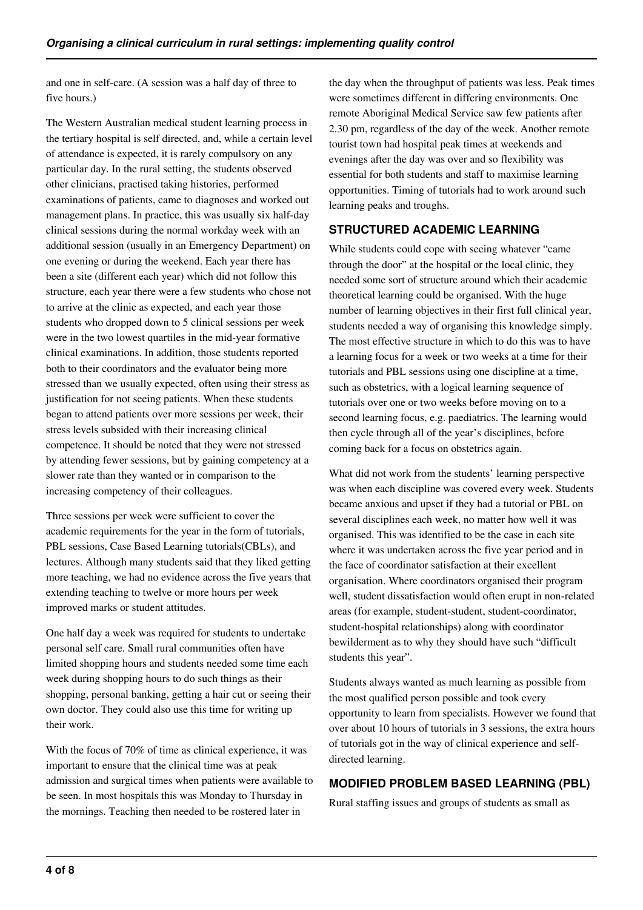and one in self-care. (A session was a half day of three to five hours.)

The Western Australian medical student learning process in the tertiary hospital is self directed, and, while a certain level of attendance is expected, it is rarely compulsory on any particular day. In the rural setting, the students observed other clinicians, practised taking histories, performed examinations of patients, came to diagnoses and worked out management plans. In practice, this was usually six half-day clinical sessions during the normal workday week with an additional session (usually in an Emergency Department) on one evening or during the weekend. Each year there has been a site (different each year) which did not follow this structure, each year there were a few students who chose not to arrive at the clinic as expected, and each year those students who dropped down to 5 clinical sessions per week were in the two lowest quartiles in the mid-year formative clinical examinations. In addition, those students reported both to their coordinators and the evaluator being more stressed than we usually expected, often using their stress as justification for not seeing patients. When these students began to attend patients over more sessions per week, their stress levels subsided with their increasing clinical competence. It should be noted that they were not stressed by attending fewer sessions, but by gaining competency at a slower rate than they wanted or in comparison to the increasing competency of their colleagues.

Three sessions per week were sufficient to cover the academic requirements for the year in the form of tutorials, PBL sessions, Case Based Learning tutorials(CBLs), and lectures. Although many students said that they liked getting more teaching, we had no evidence across the five years that extending teaching to twelve or more hours per week improved marks or student attitudes.

One half day a week was required for students to undertake personal self care. Small rural communities often have limited shopping hours and students needed some time each week during shopping hours to do such things as their shopping, personal banking, getting a hair cut or seeing their own doctor. They could also use this time for writing up their work.

With the focus of 70% of time as clinical experience, it was important to ensure that the clinical time was at peak admission and surgical times when patients were available to be seen. In most hospitals this was Monday to Thursday in the mornings. Teaching then needed to be rostered later in the day when the throughput of patients was less. Peak times were sometimes different in differing environments. One remote Aboriginal Medical Service saw few patients after 2.30 pm, regardless of the day of the week. Another remote tourist town had hospital peak times at weekends and evenings after the day was over and so flexibility was essential for both students and staff to maximise learning opportunities. Timing of tutorials had to work around such learning peaks and troughs.

## STRUCTURED ACADEMIC LEARNING

While students could cope with seeing whatever "came through the door" at the hospital or the local clinic, they needed some sort of structure around which their academic theoretical learning could be organised. With the huge number of learning objectives in their first full clinical year, students needed a way of organising this knowledge simply. The most effective structure in which to do this was to have a learning focus for a week or two weeks at a time for their tutorials and PBL sessions using one discipline at a time, such as obstetrics, with a logical learning sequence of tutorials over one or two weeks before moving on to a second learning focus, e.g. paediatrics. The learning would then cycle through all of the year's disciplines, before coming back for a focus on obstetrics again.

What did not work from the students' learning perspective was when each discipline was covered every week. Students became anxious and upset if they had a tutorial or PBL on several disciplines each week, no matter how well it was organised. This was identified to be the case in each site where it was undertaken across the five year period and in the face of coordinator satisfaction at their excellent organisation. Where coordinators organised their program well, student dissatisfaction would often erupt in non-related areas (for example, student-student, student-coordinator, student-hospital relationships) along with coordinator bewilderment as to why they should have such "difficult students this year".

Students always wanted as much learning as possible from the most qualified person possible and took every opportunity to learn from specialists. However we found that over about 10 hours of tutorials in 3 sessions, the extra hours of tutorials got in the way of clinical experience and self-directed learning.

## MODIFIED PROBLEM BASED LEARNING (PBL)

Rural staffing issues and groups of students as small as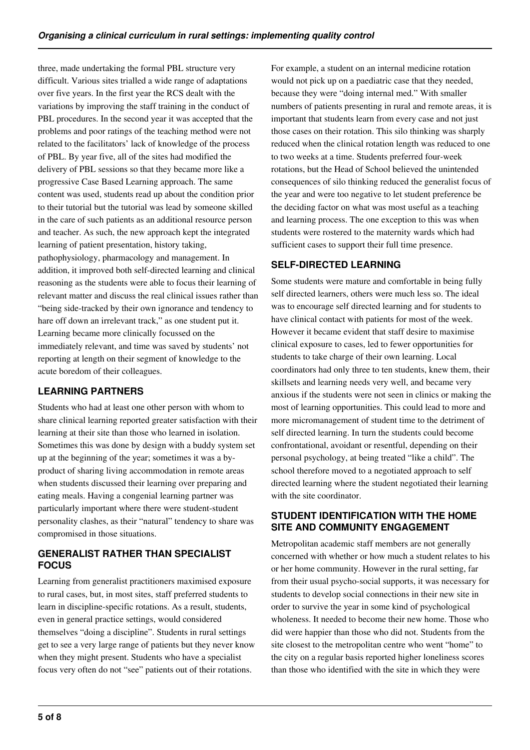three, made undertaking the formal PBL structure very difficult. Various sites trialled a wide range of adaptations over five years. In the first year the RCS dealt with the variations by improving the staff training in the conduct of PBL procedures. In the second year it was accepted that the problems and poor ratings of the teaching method were not related to the facilitators' lack of knowledge of the process of PBL. By year five, all of the sites had modified the delivery of PBL sessions so that they became more like a progressive Case Based Learning approach. The same content was used, students read up about the condition prior to their tutorial but the tutorial was lead by someone skilled in the care of such patients as an additional resource person and teacher. As such, the new approach kept the integrated learning of patient presentation, history taking, pathophysiology, pharmacology and management. In addition, it improved both self-directed learning and clinical reasoning as the students were able to focus their learning of relevant matter and discuss the real clinical issues rather than "being side-tracked by their own ignorance and tendency to hare off down an irrelevant track," as one student put it. Learning became more clinically focussed on the immediately relevant, and time was saved by students' not reporting at length on their segment of knowledge to the acute boredom of their colleagues.

## LEARNING PARTNERS

Students who had at least one other person with whom to share clinical learning reported greater satisfaction with their learning at their site than those who learned in isolation. Sometimes this was done by design with a buddy system set up at the beginning of the year; sometimes it was a by-product of sharing living accommodation in remote areas when students discussed their learning over preparing and eating meals. Having a congenial learning partner was particularly important where there were student-student personality clashes, as their "natural" tendency to share was compromised in those situations.

## GENERALIST RATHER THAN SPECIALIST FOCUS

Learning from generalist practitioners maximised exposure to rural cases, but, in most sites, staff preferred students to learn in discipline-specific rotations. As a result, students, even in general practice settings, would considered themselves "doing a discipline". Students in rural settings get to see a very large range of patients but they never know when they might present. Students who have a specialist focus very often do not "see" patients out of their rotations. For example, a student on an internal medicine rotation would not pick up on a paediatric case that they needed, because they were "doing internal med." With smaller numbers of patients presenting in rural and remote areas, it is important that students learn from every case and not just those cases on their rotation. This silo thinking was sharply reduced when the clinical rotation length was reduced to one to two weeks at a time. Students preferred four-week rotations, but the Head of School believed the unintended consequences of silo thinking reduced the generalist focus of the year and were too negative to let student preference be the deciding factor on what was most useful as a teaching and learning process. The one exception to this was when students were rostered to the maternity wards which had sufficient cases to support their full time presence.

## SELF-DIRECTED LEARNING

Some students were mature and comfortable in being fully self directed learners, others were much less so. The ideal was to encourage self directed learning and for students to have clinical contact with patients for most of the week. However it became evident that staff desire to maximise clinical exposure to cases, led to fewer opportunities for students to take charge of their own learning. Local coordinators had only three to ten students, knew them, their skillsets and learning needs very well, and became very anxious if the students were not seen in clinics or making the most of learning opportunities. This could lead to more and more micromanagement of student time to the detriment of self directed learning. In turn the students could become confrontational, avoidant or resentful, depending on their personal psychology, at being treated "like a child". The school therefore moved to a negotiated approach to self directed learning where the student negotiated their learning with the site coordinator.

## STUDENT IDENTIFICATION WITH THE HOME SITE AND COMMUNITY ENGAGEMENT

Metropolitan academic staff members are not generally concerned with whether or how much a student relates to his or her home community. However in the rural setting, far from their usual psycho-social supports, it was necessary for students to develop social connections in their new site in order to survive the year in some kind of psychological wholeness. It needed to become their new home. Those who did were happier than those who did not. Students from the site closest to the metropolitan centre who went "home" to the city on a regular basis reported higher loneliness scores than those who identified with the site in which they were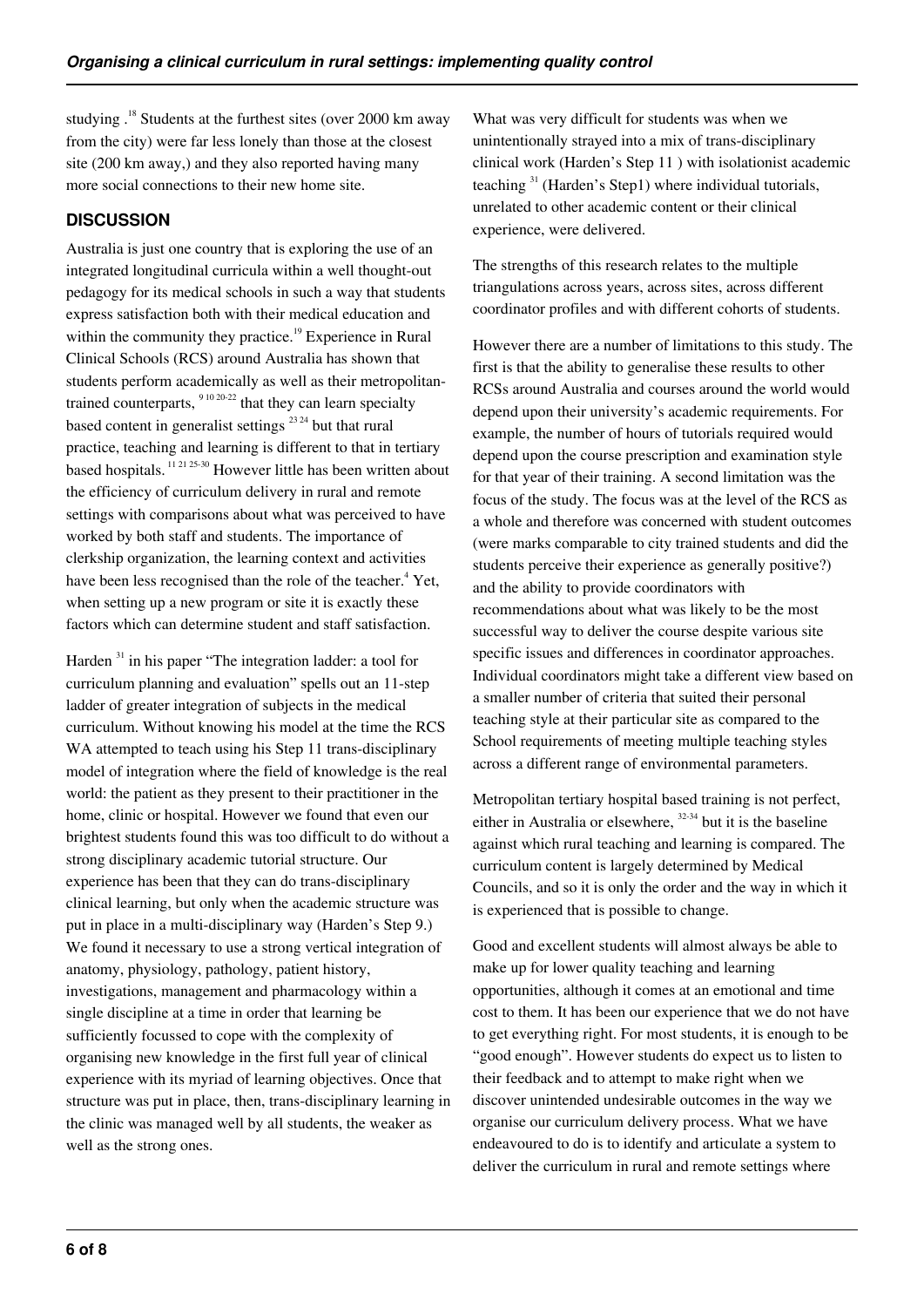studying .[18] Students at the furthest sites (over 2000 km away from the city) were far less lonely than those at the closest site (200 km away,) and they also reported having many more social connections to their new home site.

## DISCUSSION

Australia is just one country that is exploring the use of an integrated longitudinal curricula within a well thought-out pedagogy for its medical schools in such a way that students express satisfaction both with their medical education and within the community they practice.[19] Experience in Rural Clinical Schools (RCS) around Australia has shown that students perform academically as well as their metropolitan-trained counterparts, [9 10 20-22] that they can learn specialty based content in generalist settings [23 24] but that rural practice, teaching and learning is different to that in tertiary based hospitals. [11 21 25-30] However little has been written about the efficiency of curriculum delivery in rural and remote settings with comparisons about what was perceived to have worked by both staff and students. The importance of clerkship organization, the learning context and activities have been less recognised than the role of the teacher.[4] Yet, when setting up a new program or site it is exactly these factors which can determine student and staff satisfaction.

Harden [31] in his paper "The integration ladder: a tool for curriculum planning and evaluation" spells out an 11-step ladder of greater integration of subjects in the medical curriculum. Without knowing his model at the time the RCS WA attempted to teach using his Step 11 trans-disciplinary model of integration where the field of knowledge is the real world: the patient as they present to their practitioner in the home, clinic or hospital. However we found that even our brightest students found this was too difficult to do without a strong disciplinary academic tutorial structure. Our experience has been that they can do trans-disciplinary clinical learning, but only when the academic structure was put in place in a multi-disciplinary way (Harden's Step 9.) We found it necessary to use a strong vertical integration of anatomy, physiology, pathology, patient history, investigations, management and pharmacology within a single discipline at a time in order that learning be sufficiently focussed to cope with the complexity of organising new knowledge in the first full year of clinical experience with its myriad of learning objectives. Once that structure was put in place, then, trans-disciplinary learning in the clinic was managed well by all students, the weaker as well as the strong ones.

What was very difficult for students was when we unintentionally strayed into a mix of trans-disciplinary clinical work (Harden's Step 11 ) with isolationist academic teaching [31] (Harden's Step1) where individual tutorials, unrelated to other academic content or their clinical experience, were delivered.

The strengths of this research relates to the multiple triangulations across years, across sites, across different coordinator profiles and with different cohorts of students.

However there are a number of limitations to this study. The first is that the ability to generalise these results to other RCSs around Australia and courses around the world would depend upon their university's academic requirements. For example, the number of hours of tutorials required would depend upon the course prescription and examination style for that year of their training. A second limitation was the focus of the study. The focus was at the level of the RCS as a whole and therefore was concerned with student outcomes (were marks comparable to city trained students and did the students perceive their experience as generally positive?) and the ability to provide coordinators with recommendations about what was likely to be the most successful way to deliver the course despite various site specific issues and differences in coordinator approaches. Individual coordinators might take a different view based on a smaller number of criteria that suited their personal teaching style at their particular site as compared to the School requirements of meeting multiple teaching styles across a different range of environmental parameters.

Metropolitan tertiary hospital based training is not perfect, either in Australia or elsewhere, [32-34] but it is the baseline against which rural teaching and learning is compared. The curriculum content is largely determined by Medical Councils, and so it is only the order and the way in which it is experienced that is possible to change.

Good and excellent students will almost always be able to make up for lower quality teaching and learning opportunities, although it comes at an emotional and time cost to them. It has been our experience that we do not have to get everything right. For most students, it is enough to be "good enough". However students do expect us to listen to their feedback and to attempt to make right when we discover unintended undesirable outcomes in the way we organise our curriculum delivery process. What we have endeavoured to do is to identify and articulate a system to deliver the curriculum in rural and remote settings where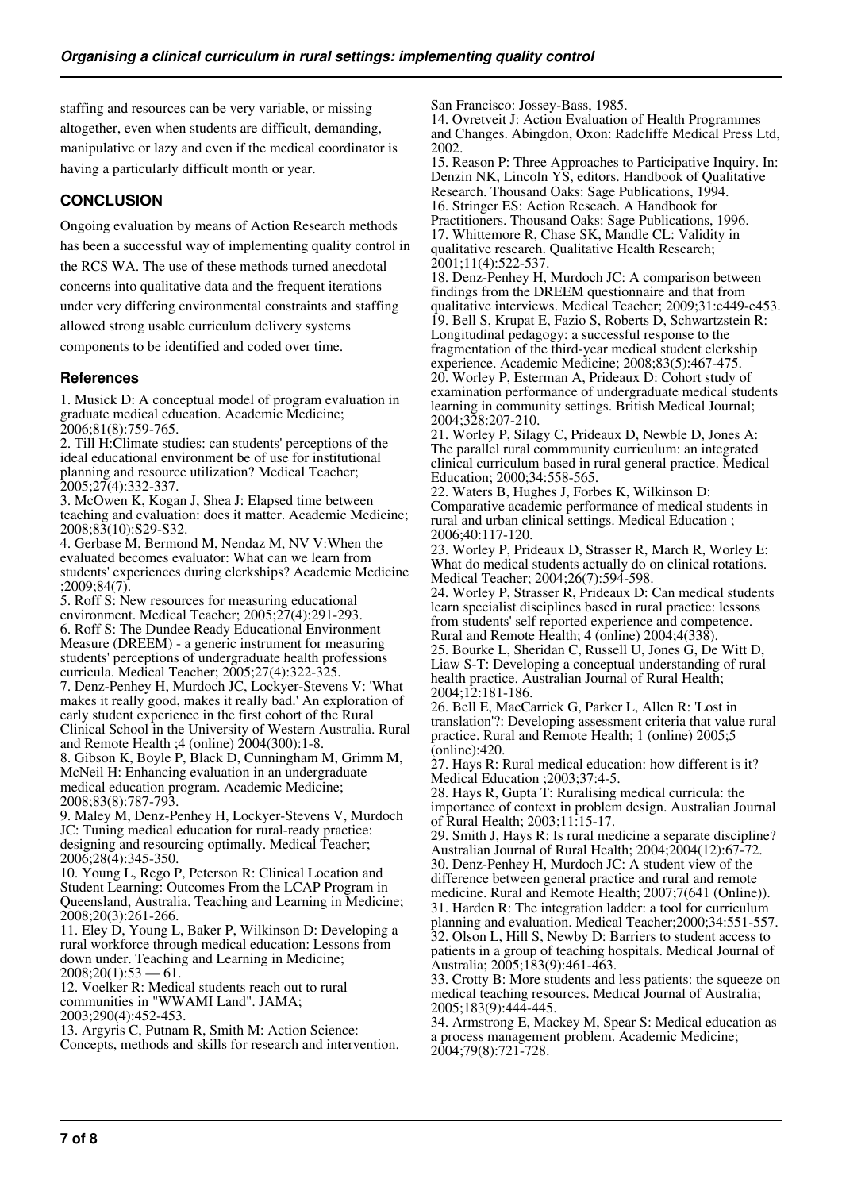staffing and resources can be very variable, or missing altogether, even when students are difficult, demanding, manipulative or lazy and even if the medical coordinator is having a particularly difficult month or year.

## CONCLUSION

Ongoing evaluation by means of Action Research methods has been a successful way of implementing quality control in the RCS WA. The use of these methods turned anecdotal concerns into qualitative data and the frequent iterations under very differing environmental constraints and staffing allowed strong usable curriculum delivery systems components to be identified and coded over time.

### References

1. Musick D: A conceptual model of program evaluation in graduate medical education. Academic Medicine; 2006;81(8):759-765.
2. Till H:Climate studies: can students' perceptions of the ideal educational environment be of use for institutional planning and resource utilization? Medical Teacher; 2005;27(4):332-337.
3. McOwen K, Kogan J, Shea J: Elapsed time between teaching and evaluation: does it matter. Academic Medicine; 2008;83(10):S29-S32.
4. Gerbase M, Bermond M, Nendaz M, NV V:When the evaluated becomes evaluator: What can we learn from students' experiences during clerkships? Academic Medicine ;2009;84(7).
5. Roff S: New resources for measuring educational environment. Medical Teacher; 2005;27(4):291-293.
6. Roff S: The Dundee Ready Educational Environment Measure (DREEM) - a generic instrument for measuring students' perceptions of undergraduate health professions curricula. Medical Teacher; 2005;27(4):322-325.
7. Denz-Penhey H, Murdoch JC, Lockyer-Stevens V: 'What makes it really good, makes it really bad.' An exploration of early student experience in the first cohort of the Rural Clinical School in the University of Western Australia. Rural and Remote Health ;4 (online) 2004(300):1-8.
8. Gibson K, Boyle P, Black D, Cunningham M, Grimm M, McNeil H: Enhancing evaluation in an undergraduate medical education program. Academic Medicine; 2008;83(8):787-793.
9. Maley M, Denz-Penhey H, Lockyer-Stevens V, Murdoch JC: Tuning medical education for rural-ready practice: designing and resourcing optimally. Medical Teacher; 2006;28(4):345-350.
10. Young L, Rego P, Peterson R: Clinical Location and Student Learning: Outcomes From the LCAP Program in Queensland, Australia. Teaching and Learning in Medicine; 2008;20(3):261-266.
11. Eley D, Young L, Baker P, Wilkinson D: Developing a rural workforce through medical education: Lessons from down under. Teaching and Learning in Medicine; 2008;20(1):53 — 61.
12. Voelker R: Medical students reach out to rural communities in "WWAMI Land". JAMA; 2003;290(4):452-453.
13. Argyris C, Putnam R, Smith M: Action Science: Concepts, methods and skills for research and intervention. San Francisco: Jossey-Bass, 1985.
14. Ovretveit J: Action Evaluation of Health Programmes and Changes. Abingdon, Oxon: Radcliffe Medical Press Ltd, 2002.
15. Reason P: Three Approaches to Participative Inquiry. In: Denzin NK, Lincoln YS, editors. Handbook of Qualitative Research. Thousand Oaks: Sage Publications, 1994.
16. Stringer ES: Action Reseach. A Handbook for Practitioners. Thousand Oaks: Sage Publications, 1996.
17. Whittemore R, Chase SK, Mandle CL: Validity in qualitative research. Qualitative Health Research; 2001;11(4):522-537.
18. Denz-Penhey H, Murdoch JC: A comparison between findings from the DREEM questionnaire and that from qualitative interviews. Medical Teacher; 2009;31:e449-e453.
19. Bell S, Krupat E, Fazio S, Roberts D, Schwartzstein R: Longitudinal pedagogy: a successful response to the fragmentation of the third-year medical student clerkship experience. Academic Medicine; 2008;83(5):467-475.
20. Worley P, Esterman A, Prideaux D: Cohort study of examination performance of undergraduate medical students learning in community settings. British Medical Journal; 2004;328:207-210.
21. Worley P, Silagy C, Prideaux D, Newble D, Jones A: The parallel rural commmunity curriculum: an integrated clinical curriculum based in rural general practice. Medical Education; 2000;34:558-565.
22. Waters B, Hughes J, Forbes K, Wilkinson D: Comparative academic performance of medical students in rural and urban clinical settings. Medical Education ; 2006;40:117-120.
23. Worley P, Prideaux D, Strasser R, March R, Worley E: What do medical students actually do on clinical rotations. Medical Teacher; 2004;26(7):594-598.
24. Worley P, Strasser R, Prideaux D: Can medical students learn specialist disciplines based in rural practice: lessons from students' self reported experience and competence. Rural and Remote Health; 4 (online) 2004;4(338).
25. Bourke L, Sheridan C, Russell U, Jones G, De Witt D, Liaw S-T: Developing a conceptual understanding of rural health practice. Australian Journal of Rural Health; 2004;12:181-186.
26. Bell E, MacCarrick G, Parker L, Allen R: 'Lost in translation'?: Developing assessment criteria that value rural practice. Rural and Remote Health; 1 (online) 2005;5 (online):420.
27. Hays R: Rural medical education: how different is it? Medical Education ;2003;37:4-5.
28. Hays R, Gupta T: Ruralising medical curricula: the importance of context in problem design. Australian Journal of Rural Health; 2003;11:15-17.
29. Smith J, Hays R: Is rural medicine a separate discipline? Australian Journal of Rural Health; 2004;2004(12):67-72.
30. Denz-Penhey H, Murdoch JC: A student view of the difference between general practice and rural and remote medicine. Rural and Remote Health; 2007;7(641 (Online)).
31. Harden R: The integration ladder: a tool for curriculum planning and evaluation. Medical Teacher;2000;34:551-557.
32. Olson L, Hill S, Newby D: Barriers to student access to patients in a group of teaching hospitals. Medical Journal of Australia; 2005;183(9):461-463.
33. Crotty B: More students and less patients: the squeeze on medical teaching resources. Medical Journal of Australia; 2005;183(9):444-445.
34. Armstrong E, Mackey M, Spear S: Medical education as a process management problem. Academic Medicine; 2004;79(8):721-728.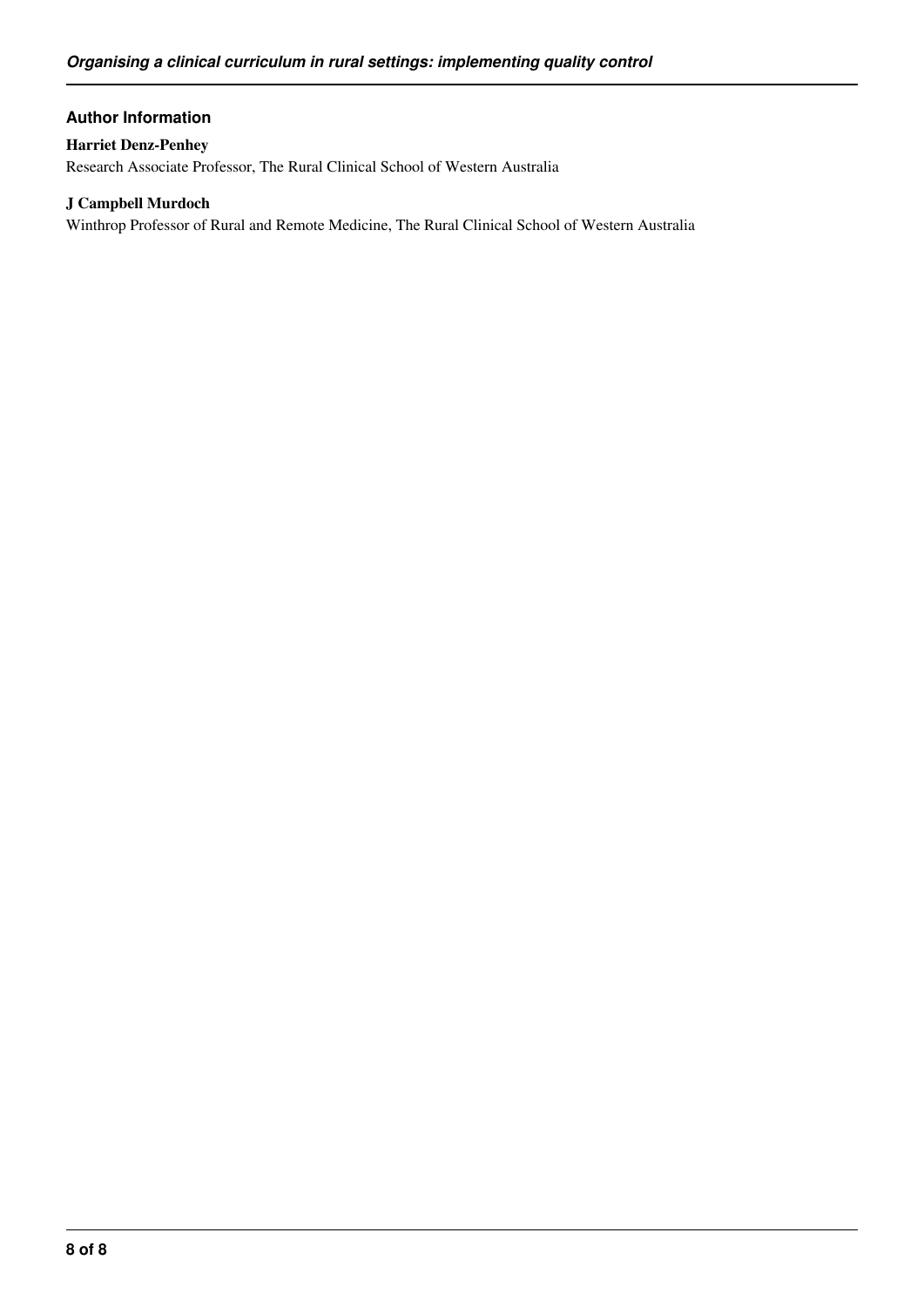## Author Information

**Harriet Denz-Penhey**
Research Associate Professor, The Rural Clinical School of Western Australia

**J Campbell Murdoch**
Winthrop Professor of Rural and Remote Medicine, The Rural Clinical School of Western Australia